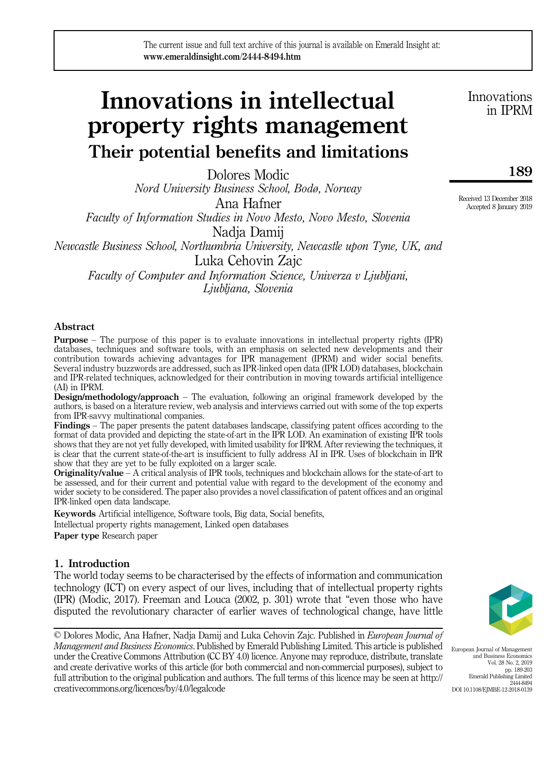The current issue and full text archive of this journal is available on Emerald Insight at: **www.emeraldinsight.com/2444-8494.htm**

# Innovations in intellectual property rights management

## Their potential benefits and limitations

Dolores Modic
*Nord University Business School, Bodø, Norway*

Ana Hafner
*Faculty of Information Studies in Novo Mesto, Novo Mesto, Slovenia*

Nadja Damij
*Newcastle Business School, Northumbria University, Newcastle upon Tyne, UK, and*

Luka Cehovin Zajc
*Faculty of Computer and Information Science, Univerza v Ljubljani, Ljubljana, Slovenia*

Received 13 December 2018
Accepted 8 January 2019

### Abstract

**Purpose** – The purpose of this paper is to evaluate innovations in intellectual property rights (IPR) databases, techniques and software tools, with an emphasis on selected new developments and their contribution towards achieving advantages for IPR management (IPRM) and wider social benefits. Several industry buzzwords are addressed, such as IPR-linked open data (IPR LOD) databases, blockchain and IPR-related techniques, acknowledged for their contribution in moving towards artificial intelligence (AI) in IPRM.

**Design/methodology/approach** – The evaluation, following an original framework developed by the authors, is based on a literature review, web analysis and interviews carried out with some of the top experts from IPR-savvy multinational companies.

**Findings** – The paper presents the patent databases landscape, classifying patent offices according to the format of data provided and depicting the state-of-art in the IPR LOD. An examination of existing IPR tools shows that they are not yet fully developed, with limited usability for IPRM. After reviewing the techniques, it is clear that the current state-of-the-art is insufficient to fully address AI in IPR. Uses of blockchain in IPR show that they are yet to be fully exploited on a larger scale.

**Originality/value** – A critical analysis of IPR tools, techniques and blockchain allows for the state-of-art to be assessed, and for their current and potential value with regard to the development of the economy and wider society to be considered. The paper also provides a novel classification of patent offices and an original IPR-linked open data landscape.

**Keywords** Artificial intelligence, Software tools, Big data, Social benefits, Intellectual property rights management, Linked open databases

**Paper type** Research paper

### 1. Introduction

The world today seems to be characterised by the effects of information and communication technology (ICT) on every aspect of our lives, including that of intellectual property rights (IPR) (Modic, 2017). Freeman and Louca (2002, p. 301) wrote that "even those who have disputed the revolutionary character of earlier waves of technological change, have little

© Dolores Modic, Ana Hafner, Nadja Damij and Luka Cehovin Zajc. Published in *European Journal of Management and Business Economics*. Published by Emerald Publishing Limited. This article is published under the Creative Commons Attribution (CC BY 4.0) licence. Anyone may reproduce, distribute, translate and create derivative works of this article (for both commercial and non-commercial purposes), subject to full attribution to the original publication and authors. The full terms of this licence may be seen at http://creativecommons.org/licences/by/4.0/legalcode

European Journal of Management and Business Economics
Vol. 28 No. 2, 2019
pp. 189-203
Emerald Publishing Limited
2444-8494
DOI 10.1108/EJMBE-12-2018-0139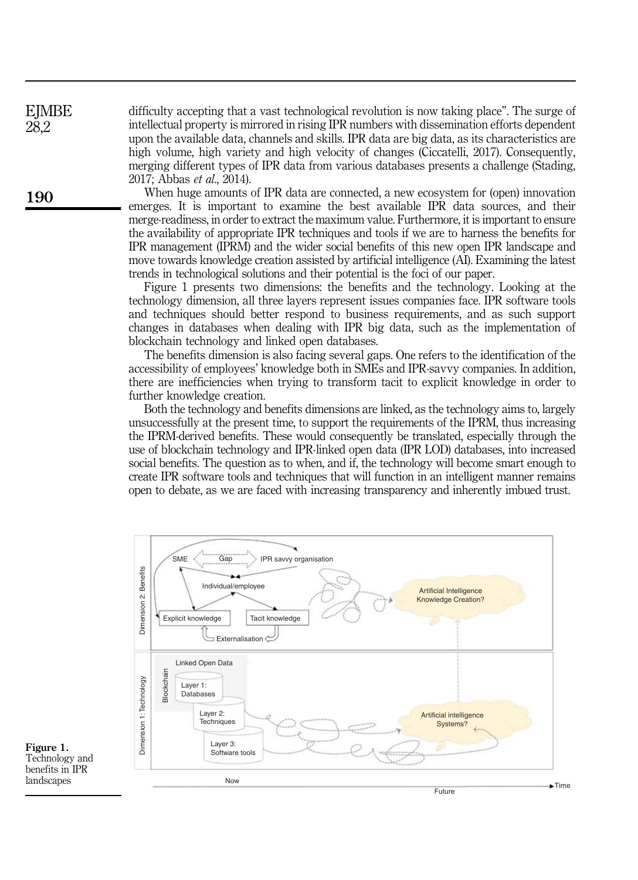difficulty accepting that a vast technological revolution is now taking place". The surge of intellectual property is mirrored in rising IPR numbers with dissemination efforts dependent upon the available data, channels and skills. IPR data are big data, as its characteristics are high volume, high variety and high velocity of changes (Ciccatelli, 2017). Consequently, merging different types of IPR data from various databases presents a challenge (Stading, 2017; Abbas *et al.*, 2014).

When huge amounts of IPR data are connected, a new ecosystem for (open) innovation emerges. It is important to examine the best available IPR data sources, and their merge-readiness, in order to extract the maximum value. Furthermore, it is important to ensure the availability of appropriate IPR techniques and tools if we are to harness the benefits for IPR management (IPRM) and the wider social benefits of this new open IPR landscape and move towards knowledge creation assisted by artificial intelligence (AI). Examining the latest trends in technological solutions and their potential is the foci of our paper.

Figure 1 presents two dimensions: the benefits and the technology. Looking at the technology dimension, all three layers represent issues companies face. IPR software tools and techniques should better respond to business requirements, and as such support changes in databases when dealing with IPR big data, such as the implementation of blockchain technology and linked open databases.

The benefits dimension is also facing several gaps. One refers to the identification of the accessibility of employees' knowledge both in SMEs and IPR-savvy companies. In addition, there are inefficiencies when trying to transform tacit to explicit knowledge in order to further knowledge creation.

Both the technology and benefits dimensions are linked, as the technology aims to, largely unsuccessfully at the present time, to support the requirements of the IPRM, thus increasing the IPRM-derived benefits. These would consequently be translated, especially through the use of blockchain technology and IPR-linked open data (IPR LOD) databases, into increased social benefits. The question as to when, and if, the technology will become smart enough to create IPR software tools and techniques that will function in an intelligent manner remains open to debate, as we are faced with increasing transparency and inherently imbued trust.

**Figure 1.** Technology and benefits in IPR landscapes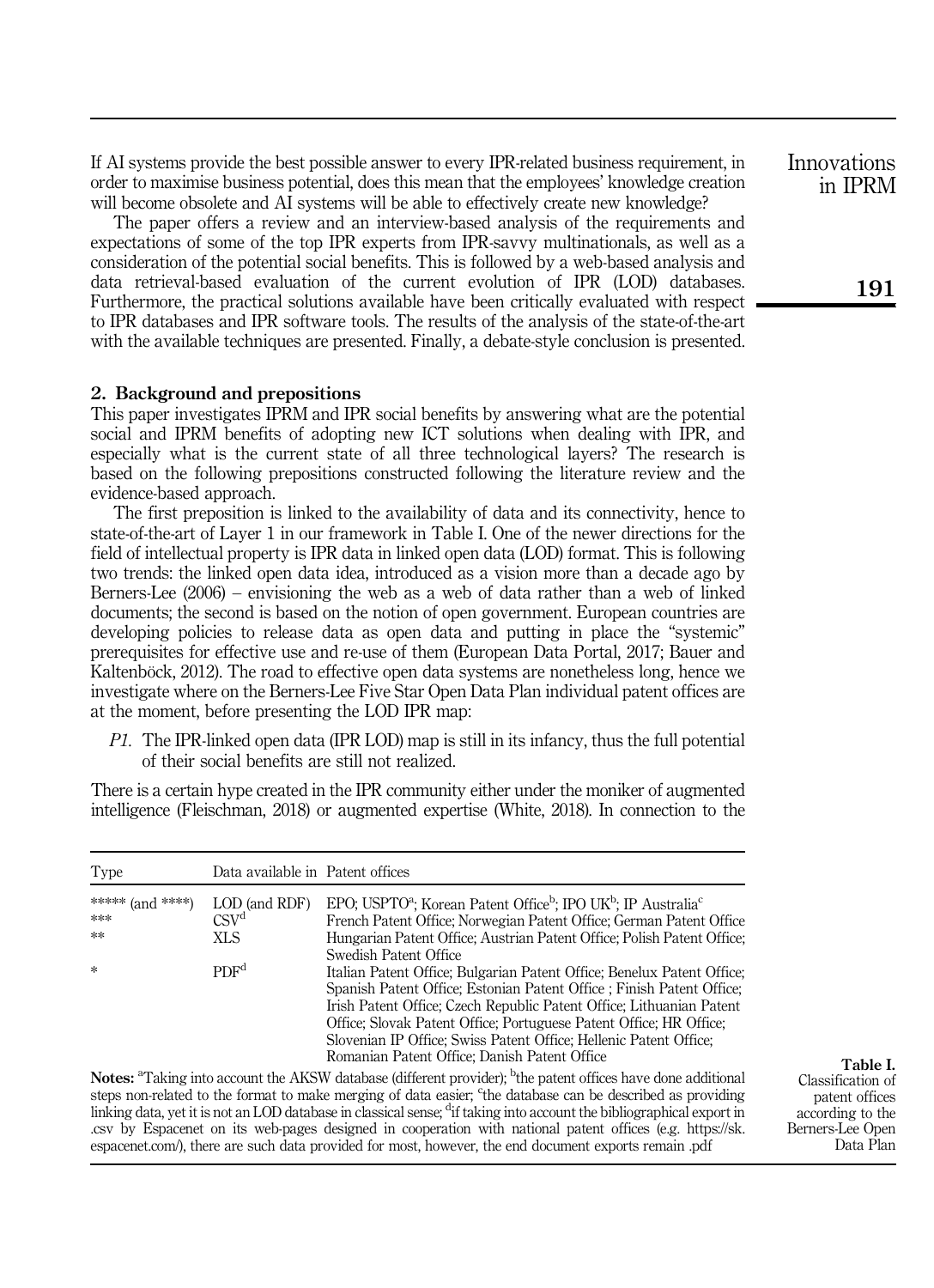If AI systems provide the best possible answer to every IPR-related business requirement, in order to maximise business potential, does this mean that the employees' knowledge creation will become obsolete and AI systems will be able to effectively create new knowledge?

The paper offers a review and an interview-based analysis of the requirements and expectations of some of the top IPR experts from IPR-savvy multinationals, as well as a consideration of the potential social benefits. This is followed by a web-based analysis and data retrieval-based evaluation of the current evolution of IPR (LOD) databases. Furthermore, the practical solutions available have been critically evaluated with respect to IPR databases and IPR software tools. The results of the analysis of the state-of-the-art with the available techniques are presented. Finally, a debate-style conclusion is presented.

## 2. Background and prepositions

This paper investigates IPRM and IPR social benefits by answering what are the potential social and IPRM benefits of adopting new ICT solutions when dealing with IPR, and especially what is the current state of all three technological layers? The research is based on the following prepositions constructed following the literature review and the evidence-based approach.

The first preposition is linked to the availability of data and its connectivity, hence to state-of-the-art of Layer 1 in our framework in Table I. One of the newer directions for the field of intellectual property is IPR data in linked open data (LOD) format. This is following two trends: the linked open data idea, introduced as a vision more than a decade ago by Berners-Lee (2006) – envisioning the web as a web of data rather than a web of linked documents; the second is based on the notion of open government. European countries are developing policies to release data as open data and putting in place the "systemic" prerequisites for effective use and re-use of them (European Data Portal, 2017; Bauer and Kaltenböck, 2012). The road to effective open data systems are nonetheless long, hence we investigate where on the Berners-Lee Five Star Open Data Plan individual patent offices are at the moment, before presenting the LOD IPR map:

- *P1*. The IPR-linked open data (IPR LOD) map is still in its infancy, thus the full potential of their social benefits are still not realized.

There is a certain hype created in the IPR community either under the moniker of augmented intelligence (Fleischman, 2018) or augmented expertise (White, 2018). In connection to the

| Type | Data available in | Patent offices |
|---|---|---|
| ***** (and ****) | LOD (and RDF) | EPO; USPTO[a]; Korean Patent Office[b]; IPO UK[b]; IP Australia[c] |
| *** | CSV[d] | French Patent Office; Norwegian Patent Office; German Patent Office |
| ** | XLS | Hungarian Patent Office; Austrian Patent Office; Polish Patent Office; Swedish Patent Office |
| * | PDF[d] | Italian Patent Office; Bulgarian Patent Office; Benelux Patent Office; Spanish Patent Office; Estonian Patent Office ; Finish Patent Office; Irish Patent Office; Czech Republic Patent Office; Lithuanian Patent Office; Slovak Patent Office; Portuguese Patent Office; HR Office; Slovenian IP Office; Swiss Patent Office; Hellenic Patent Office; Romanian Patent Office; Danish Patent Office |

**Notes:** [a]Taking into account the AKSW database (different provider); [b]the patent offices have done additional steps non-related to the format to make merging of data easier; [c]the database can be described as providing linking data, yet it is not an LOD database in classical sense; [d]if taking into account the bibliographical export in .csv by Espacenet on its web-pages designed in cooperation with national patent offices (e.g. https://sk.espacenet.com/), there are such data provided for most, however, the end document exports remain .pdf

**Table I.** Classification of patent offices according to the Berners-Lee Open Data Plan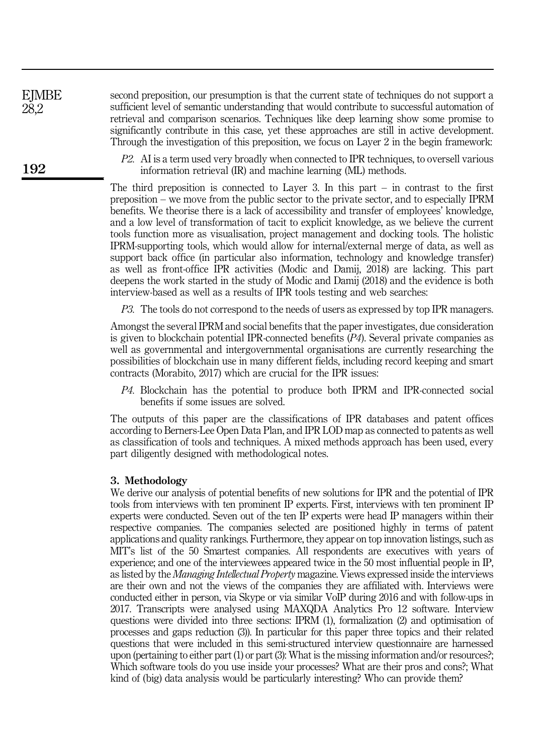second preposition, our presumption is that the current state of techniques do not support a sufficient level of semantic understanding that would contribute to successful automation of retrieval and comparison scenarios. Techniques like deep learning show some promise to significantly contribute in this case, yet these approaches are still in active development. Through the investigation of this preposition, we focus on Layer 2 in the begin framework:

> *P2.* AI is a term used very broadly when connected to IPR techniques, to oversell various information retrieval (IR) and machine learning (ML) methods.

The third preposition is connected to Layer 3. In this part – in contrast to the first preposition – we move from the public sector to the private sector, and to especially IPRM benefits. We theorise there is a lack of accessibility and transfer of employees' knowledge, and a low level of transformation of tacit to explicit knowledge, as we believe the current tools function more as visualisation, project management and docking tools. The holistic IPRM-supporting tools, which would allow for internal/external merge of data, as well as support back office (in particular also information, technology and knowledge transfer) as well as front-office IPR activities (Modic and Damij, 2018) are lacking. This part deepens the work started in the study of Modic and Damij (2018) and the evidence is both interview-based as well as a results of IPR tools testing and web searches:

> *P3.* The tools do not correspond to the needs of users as expressed by top IPR managers.

Amongst the several IPRM and social benefits that the paper investigates, due consideration is given to blockchain potential IPR-connected benefits (*P4*). Several private companies as well as governmental and intergovernmental organisations are currently researching the possibilities of blockchain use in many different fields, including record keeping and smart contracts (Morabito, 2017) which are crucial for the IPR issues:

> *P4.* Blockchain has the potential to produce both IPRM and IPR-connected social benefits if some issues are solved.

The outputs of this paper are the classifications of IPR databases and patent offices according to Berners-Lee Open Data Plan, and IPR LOD map as connected to patents as well as classification of tools and techniques. A mixed methods approach has been used, every part diligently designed with methodological notes.

## 3. Methodology

We derive our analysis of potential benefits of new solutions for IPR and the potential of IPR tools from interviews with ten prominent IP experts. First, interviews with ten prominent IP experts were conducted. Seven out of the ten IP experts were head IP managers within their respective companies. The companies selected are positioned highly in terms of patent applications and quality rankings. Furthermore, they appear on top innovation listings, such as MIT's list of the 50 Smartest companies. All respondents are executives with years of experience; and one of the interviewees appeared twice in the 50 most influential people in IP, as listed by the *Managing Intellectual Property* magazine. Views expressed inside the interviews are their own and not the views of the companies they are affiliated with. Interviews were conducted either in person, via Skype or via similar VoIP during 2016 and with follow-ups in 2017. Transcripts were analysed using MAXQDA Analytics Pro 12 software. Interview questions were divided into three sections: IPRM (1), formalization (2) and optimisation of processes and gaps reduction (3)). In particular for this paper three topics and their related questions that were included in this semi-structured interview questionnaire are harnessed upon (pertaining to either part (1) or part (3): What is the missing information and/or resources?; Which software tools do you use inside your processes? What are their pros and cons?; What kind of (big) data analysis would be particularly interesting? Who can provide them?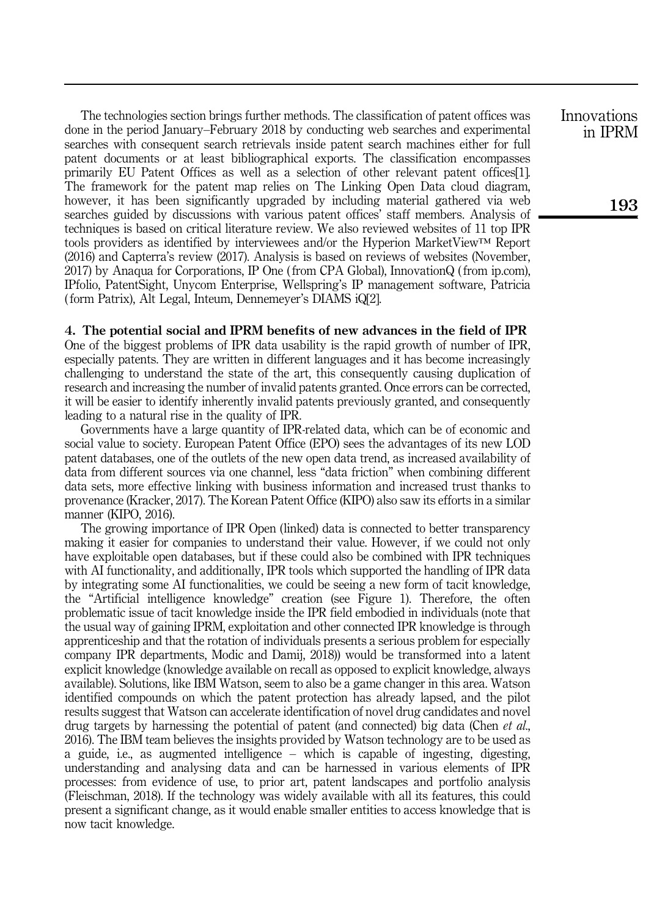The technologies section brings further methods. The classification of patent offices was done in the period January–February 2018 by conducting web searches and experimental searches with consequent search retrievals inside patent search machines either for full patent documents or at least bibliographical exports. The classification encompasses primarily EU Patent Offices as well as a selection of other relevant patent offices[1]. The framework for the patent map relies on The Linking Open Data cloud diagram, however, it has been significantly upgraded by including material gathered via web searches guided by discussions with various patent offices' staff members. Analysis of techniques is based on critical literature review. We also reviewed websites of 11 top IPR tools providers as identified by interviewees and/or the Hyperion MarketView™ Report (2016) and Capterra's review (2017). Analysis is based on reviews of websites (November, 2017) by Anaqua for Corporations, IP One (from CPA Global), InnovationQ (from ip.com), IPfolio, PatentSight, Unycom Enterprise, Wellspring's IP management software, Patricia (form Patrix), Alt Legal, Inteum, Dennemeyer's DIAMS iQ[2].

## 4. The potential social and IPRM benefits of new advances in the field of IPR

One of the biggest problems of IPR data usability is the rapid growth of number of IPR, especially patents. They are written in different languages and it has become increasingly challenging to understand the state of the art, this consequently causing duplication of research and increasing the number of invalid patents granted. Once errors can be corrected, it will be easier to identify inherently invalid patents previously granted, and consequently leading to a natural rise in the quality of IPR.

Governments have a large quantity of IPR-related data, which can be of economic and social value to society. European Patent Office (EPO) sees the advantages of its new LOD patent databases, one of the outlets of the new open data trend, as increased availability of data from different sources via one channel, less "data friction" when combining different data sets, more effective linking with business information and increased trust thanks to provenance (Kracker, 2017). The Korean Patent Office (KIPO) also saw its efforts in a similar manner (KIPO, 2016).

The growing importance of IPR Open (linked) data is connected to better transparency making it easier for companies to understand their value. However, if we could not only have exploitable open databases, but if these could also be combined with IPR techniques with AI functionality, and additionally, IPR tools which supported the handling of IPR data by integrating some AI functionalities, we could be seeing a new form of tacit knowledge, the "Artificial intelligence knowledge" creation (see Figure 1). Therefore, the often problematic issue of tacit knowledge inside the IPR field embodied in individuals (note that the usual way of gaining IPRM, exploitation and other connected IPR knowledge is through apprenticeship and that the rotation of individuals presents a serious problem for especially company IPR departments, Modic and Damij, 2018)) would be transformed into a latent explicit knowledge (knowledge available on recall as opposed to explicit knowledge, always available). Solutions, like IBM Watson, seem to also be a game changer in this area. Watson identified compounds on which the patent protection has already lapsed, and the pilot results suggest that Watson can accelerate identification of novel drug candidates and novel drug targets by harnessing the potential of patent (and connected) big data (Chen *et al.*, 2016). The IBM team believes the insights provided by Watson technology are to be used as a guide, i.e., as augmented intelligence – which is capable of ingesting, digesting, understanding and analysing data and can be harnessed in various elements of IPR processes: from evidence of use, to prior art, patent landscapes and portfolio analysis (Fleischman, 2018). If the technology was widely available with all its features, this could present a significant change, as it would enable smaller entities to access knowledge that is now tacit knowledge.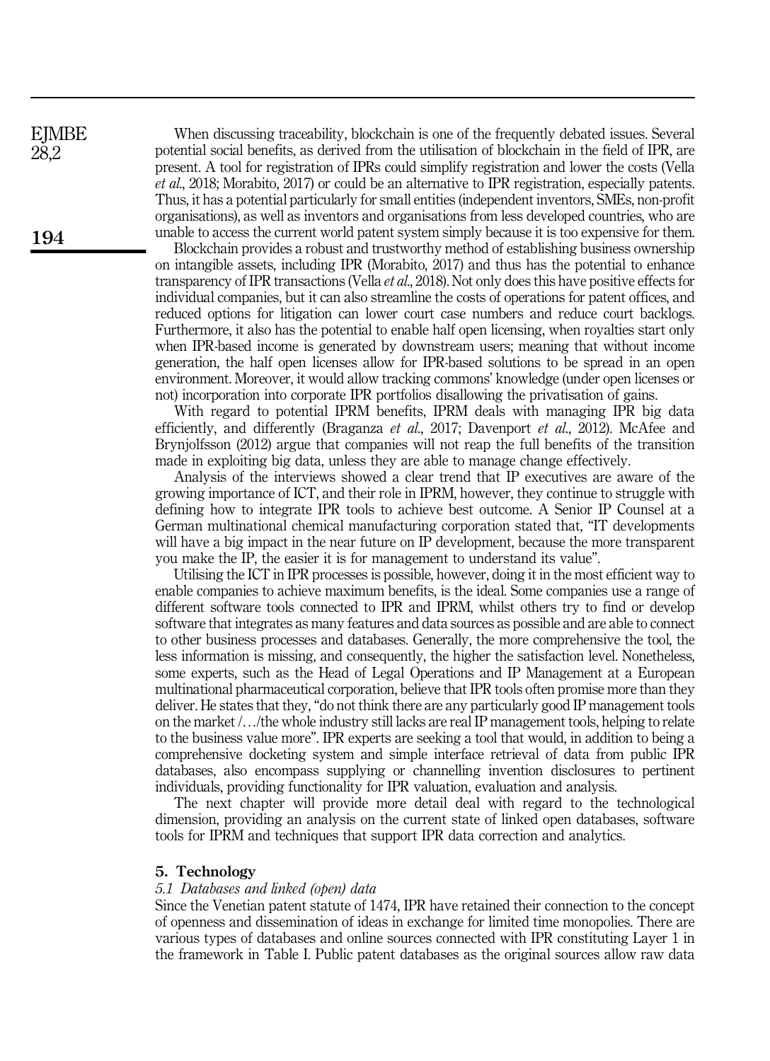When discussing traceability, blockchain is one of the frequently debated issues. Several potential social benefits, as derived from the utilisation of blockchain in the field of IPR, are present. A tool for registration of IPRs could simplify registration and lower the costs (Vella *et al.*, 2018; Morabito, 2017) or could be an alternative to IPR registration, especially patents. Thus, it has a potential particularly for small entities (independent inventors, SMEs, non-profit organisations), as well as inventors and organisations from less developed countries, who are unable to access the current world patent system simply because it is too expensive for them.

Blockchain provides a robust and trustworthy method of establishing business ownership on intangible assets, including IPR (Morabito, 2017) and thus has the potential to enhance transparency of IPR transactions (Vella *et al.*, 2018). Not only does this have positive effects for individual companies, but it can also streamline the costs of operations for patent offices, and reduced options for litigation can lower court case numbers and reduce court backlogs. Furthermore, it also has the potential to enable half open licensing, when royalties start only when IPR-based income is generated by downstream users; meaning that without income generation, the half open licenses allow for IPR-based solutions to be spread in an open environment. Moreover, it would allow tracking commons' knowledge (under open licenses or not) incorporation into corporate IPR portfolios disallowing the privatisation of gains.

With regard to potential IPRM benefits, IPRM deals with managing IPR big data efficiently, and differently (Braganza *et al.*, 2017; Davenport *et al.*, 2012). McAfee and Brynjolfsson (2012) argue that companies will not reap the full benefits of the transition made in exploiting big data, unless they are able to manage change effectively.

Analysis of the interviews showed a clear trend that IP executives are aware of the growing importance of ICT, and their role in IPRM, however, they continue to struggle with defining how to integrate IPR tools to achieve best outcome. A Senior IP Counsel at a German multinational chemical manufacturing corporation stated that, "IT developments will have a big impact in the near future on IP development, because the more transparent you make the IP, the easier it is for management to understand its value".

Utilising the ICT in IPR processes is possible, however, doing it in the most efficient way to enable companies to achieve maximum benefits, is the ideal. Some companies use a range of different software tools connected to IPR and IPRM, whilst others try to find or develop software that integrates as many features and data sources as possible and are able to connect to other business processes and databases. Generally, the more comprehensive the tool, the less information is missing, and consequently, the higher the satisfaction level. Nonetheless, some experts, such as the Head of Legal Operations and IP Management at a European multinational pharmaceutical corporation, believe that IPR tools often promise more than they deliver. He states that they, "do not think there are any particularly good IP management tools on the market /…/the whole industry still lacks are real IP management tools, helping to relate to the business value more". IPR experts are seeking a tool that would, in addition to being a comprehensive docketing system and simple interface retrieval of data from public IPR databases, also encompass supplying or channelling invention disclosures to pertinent individuals, providing functionality for IPR valuation, evaluation and analysis.

The next chapter will provide more detail deal with regard to the technological dimension, providing an analysis on the current state of linked open databases, software tools for IPRM and techniques that support IPR data correction and analytics.

## 5. Technology

### *5.1 Databases and linked (open) data*

Since the Venetian patent statute of 1474, IPR have retained their connection to the concept of openness and dissemination of ideas in exchange for limited time monopolies. There are various types of databases and online sources connected with IPR constituting Layer 1 in the framework in Table I. Public patent databases as the original sources allow raw data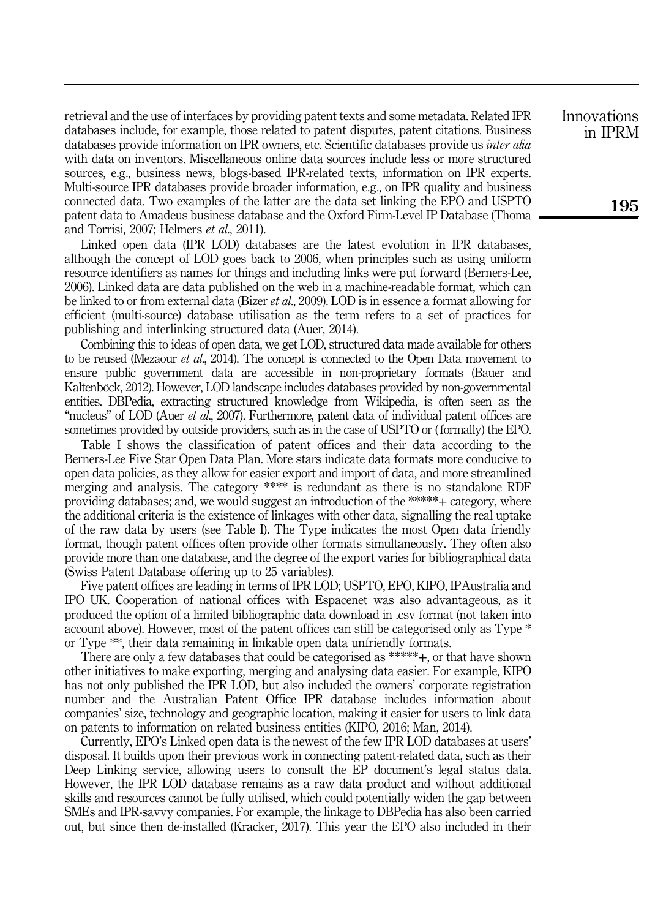retrieval and the use of interfaces by providing patent texts and some metadata. Related IPR databases include, for example, those related to patent disputes, patent citations. Business databases provide information on IPR owners, etc. Scientific databases provide us *inter alia* with data on inventors. Miscellaneous online data sources include less or more structured sources, e.g., business news, blogs-based IPR-related texts, information on IPR experts. Multi-source IPR databases provide broader information, e.g., on IPR quality and business connected data. Two examples of the latter are the data set linking the EPO and USPTO patent data to Amadeus business database and the Oxford Firm-Level IP Database (Thoma and Torrisi, 2007; Helmers *et al.*, 2011).

Linked open data (IPR LOD) databases are the latest evolution in IPR databases, although the concept of LOD goes back to 2006, when principles such as using uniform resource identifiers as names for things and including links were put forward (Berners-Lee, 2006). Linked data are data published on the web in a machine-readable format, which can be linked to or from external data (Bizer *et al.*, 2009). LOD is in essence a format allowing for efficient (multi-source) database utilisation as the term refers to a set of practices for publishing and interlinking structured data (Auer, 2014).

Combining this to ideas of open data, we get LOD, structured data made available for others to be reused (Mezaour *et al.*, 2014). The concept is connected to the Open Data movement to ensure public government data are accessible in non-proprietary formats (Bauer and Kaltenböck, 2012). However, LOD landscape includes databases provided by non-governmental entities. DBPedia, extracting structured knowledge from Wikipedia, is often seen as the "nucleus" of LOD (Auer *et al.*, 2007). Furthermore, patent data of individual patent offices are sometimes provided by outside providers, such as in the case of USPTO or (formally) the EPO.

Table I shows the classification of patent offices and their data according to the Berners-Lee Five Star Open Data Plan. More stars indicate data formats more conducive to open data policies, as they allow for easier export and import of data, and more streamlined merging and analysis. The category **** is redundant as there is no standalone RDF providing databases; and, we would suggest an introduction of the *****+ category, where the additional criteria is the existence of linkages with other data, signalling the real uptake of the raw data by users (see Table I). The Type indicates the most Open data friendly format, though patent offices often provide other formats simultaneously. They often also provide more than one database, and the degree of the export varies for bibliographical data (Swiss Patent Database offering up to 25 variables).

Five patent offices are leading in terms of IPR LOD; USPTO, EPO, KIPO, IPAustralia and IPO UK. Cooperation of national offices with Espacenet was also advantageous, as it produced the option of a limited bibliographic data download in .csv format (not taken into account above). However, most of the patent offices can still be categorised only as Type * or Type **, their data remaining in linkable open data unfriendly formats.

There are only a few databases that could be categorised as *****+, or that have shown other initiatives to make exporting, merging and analysing data easier. For example, KIPO has not only published the IPR LOD, but also included the owners' corporate registration number and the Australian Patent Office IPR database includes information about companies' size, technology and geographic location, making it easier for users to link data on patents to information on related business entities (KIPO, 2016; Man, 2014).

Currently, EPO's Linked open data is the newest of the few IPR LOD databases at users' disposal. It builds upon their previous work in connecting patent-related data, such as their Deep Linking service, allowing users to consult the EP document's legal status data. However, the IPR LOD database remains as a raw data product and without additional skills and resources cannot be fully utilised, which could potentially widen the gap between SMEs and IPR-savvy companies. For example, the linkage to DBPedia has also been carried out, but since then de-installed (Kracker, 2017). This year the EPO also included in their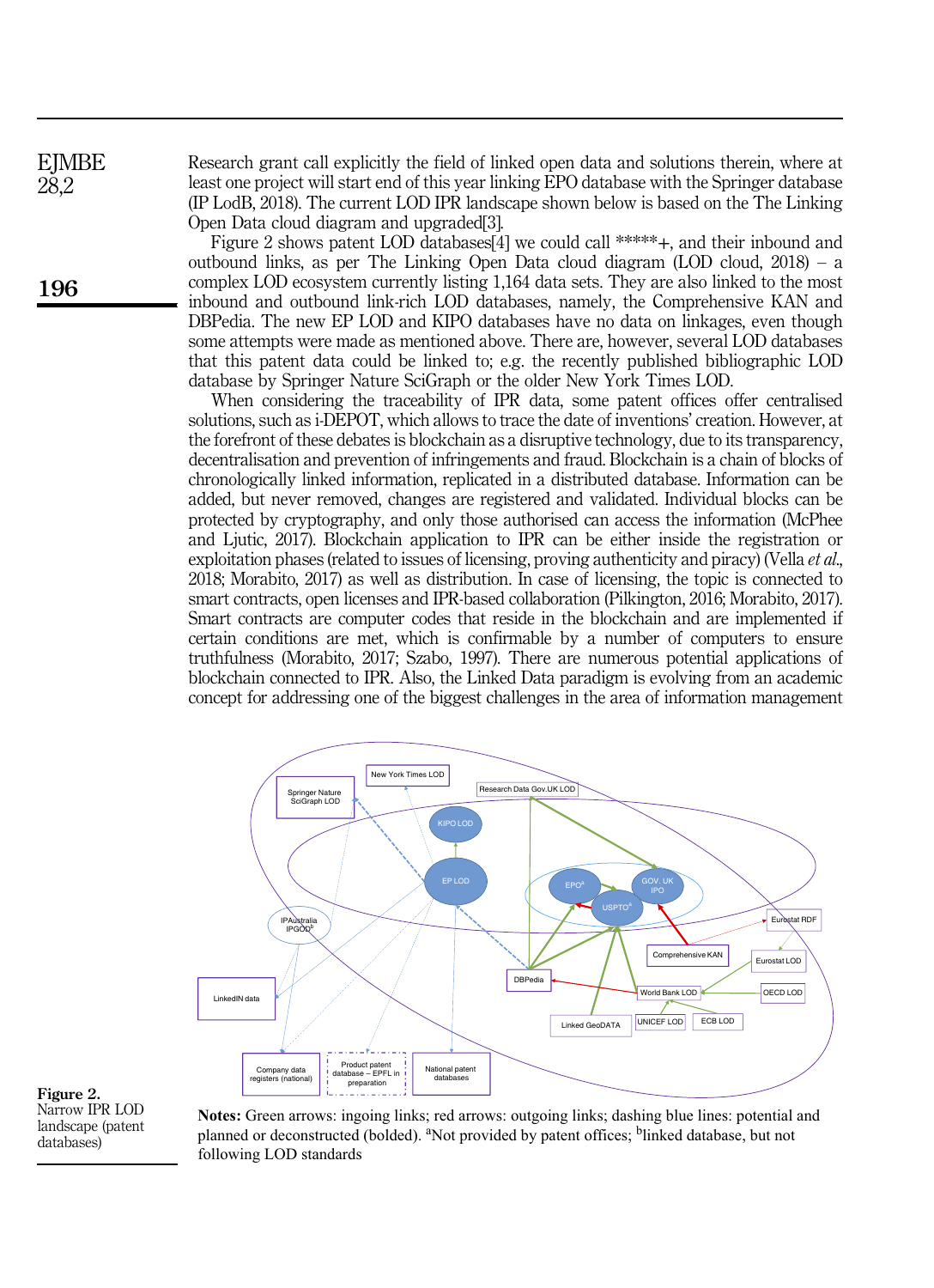Research grant call explicitly the field of linked open data and solutions therein, where at least one project will start end of this year linking EPO database with the Springer database (IP LodB, 2018). The current LOD IPR landscape shown below is based on the The Linking Open Data cloud diagram and upgraded[3].

Figure 2 shows patent LOD databases[4] we could call *****+, and their inbound and outbound links, as per The Linking Open Data cloud diagram (LOD cloud, 2018) – a complex LOD ecosystem currently listing 1,164 data sets. They are also linked to the most inbound and outbound link-rich LOD databases, namely, the Comprehensive KAN and DBPedia. The new EP LOD and KIPO databases have no data on linkages, even though some attempts were made as mentioned above. There are, however, several LOD databases that this patent data could be linked to; e.g. the recently published bibliographic LOD database by Springer Nature SciGraph or the older New York Times LOD.

When considering the traceability of IPR data, some patent offices offer centralised solutions, such as i-DEPOT, which allows to trace the date of inventions' creation. However, at the forefront of these debates is blockchain as a disruptive technology, due to its transparency, decentralisation and prevention of infringements and fraud. Blockchain is a chain of blocks of chronologically linked information, replicated in a distributed database. Information can be added, but never removed, changes are registered and validated. Individual blocks can be protected by cryptography, and only those authorised can access the information (McPhee and Ljutic, 2017). Blockchain application to IPR can be either inside the registration or exploitation phases (related to issues of licensing, proving authenticity and piracy) (Vella *et al.*, 2018; Morabito, 2017) as well as distribution. In case of licensing, the topic is connected to smart contracts, open licenses and IPR-based collaboration (Pilkington, 2016; Morabito, 2017). Smart contracts are computer codes that reside in the blockchain and are implemented if certain conditions are met, which is confirmable by a number of computers to ensure truthfulness (Morabito, 2017; Szabo, 1997). There are numerous potential applications of blockchain connected to IPR. Also, the Linked Data paradigm is evolving from an academic concept for addressing one of the biggest challenges in the area of information management

**Figure 2.** Narrow IPR LOD landscape (patent databases)

**Notes:** Green arrows: ingoing links; red arrows: outgoing links; dashing blue lines: potential and planned or deconstructed (bolded). [a]Not provided by patent offices; [b]linked database, but not following LOD standards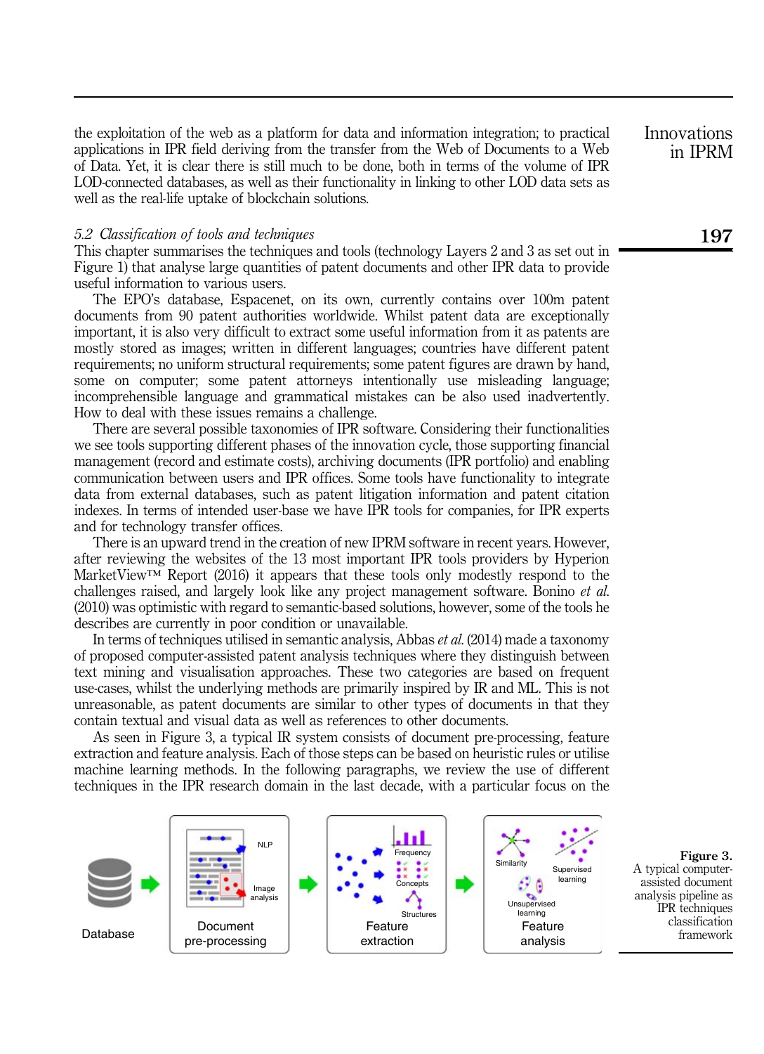the exploitation of the web as a platform for data and information integration; to practical applications in IPR field deriving from the transfer from the Web of Documents to a Web of Data. Yet, it is clear there is still much to be done, both in terms of the volume of IPR LOD-connected databases, as well as their functionality in linking to other LOD data sets as well as the real-life uptake of blockchain solutions.

### *5.2 Classification of tools and techniques*

This chapter summarises the techniques and tools (technology Layers 2 and 3 as set out in Figure 1) that analyse large quantities of patent documents and other IPR data to provide useful information to various users.

The EPO's database, Espacenet, on its own, currently contains over 100m patent documents from 90 patent authorities worldwide. Whilst patent data are exceptionally important, it is also very difficult to extract some useful information from it as patents are mostly stored as images; written in different languages; countries have different patent requirements; no uniform structural requirements; some patent figures are drawn by hand, some on computer; some patent attorneys intentionally use misleading language; incomprehensible language and grammatical mistakes can be also used inadvertently. How to deal with these issues remains a challenge.

There are several possible taxonomies of IPR software. Considering their functionalities we see tools supporting different phases of the innovation cycle, those supporting financial management (record and estimate costs), archiving documents (IPR portfolio) and enabling communication between users and IPR offices. Some tools have functionality to integrate data from external databases, such as patent litigation information and patent citation indexes. In terms of intended user-base we have IPR tools for companies, for IPR experts and for technology transfer offices.

There is an upward trend in the creation of new IPRM software in recent years. However, after reviewing the websites of the 13 most important IPR tools providers by Hyperion MarketView™ Report (2016) it appears that these tools only modestly respond to the challenges raised, and largely look like any project management software. Bonino *et al.* (2010) was optimistic with regard to semantic-based solutions, however, some of the tools he describes are currently in poor condition or unavailable.

In terms of techniques utilised in semantic analysis, Abbas *et al.* (2014) made a taxonomy of proposed computer-assisted patent analysis techniques where they distinguish between text mining and visualisation approaches. These two categories are based on frequent use-cases, whilst the underlying methods are primarily inspired by IR and ML. This is not unreasonable, as patent documents are similar to other types of documents in that they contain textual and visual data as well as references to other documents.

As seen in Figure 3, a typical IR system consists of document pre-processing, feature extraction and feature analysis. Each of those steps can be based on heuristic rules or utilise machine learning methods. In the following paragraphs, we review the use of different techniques in the IPR research domain in the last decade, with a particular focus on the

Database → Document pre-processing (NLP, Image analysis) → Feature extraction (Frequency, Concepts, Structures) → Feature analysis (Similarity, Supervised learning, Unsupervised learning)

**Figure 3.** A typical computer-assisted document analysis pipeline as IPR techniques classification framework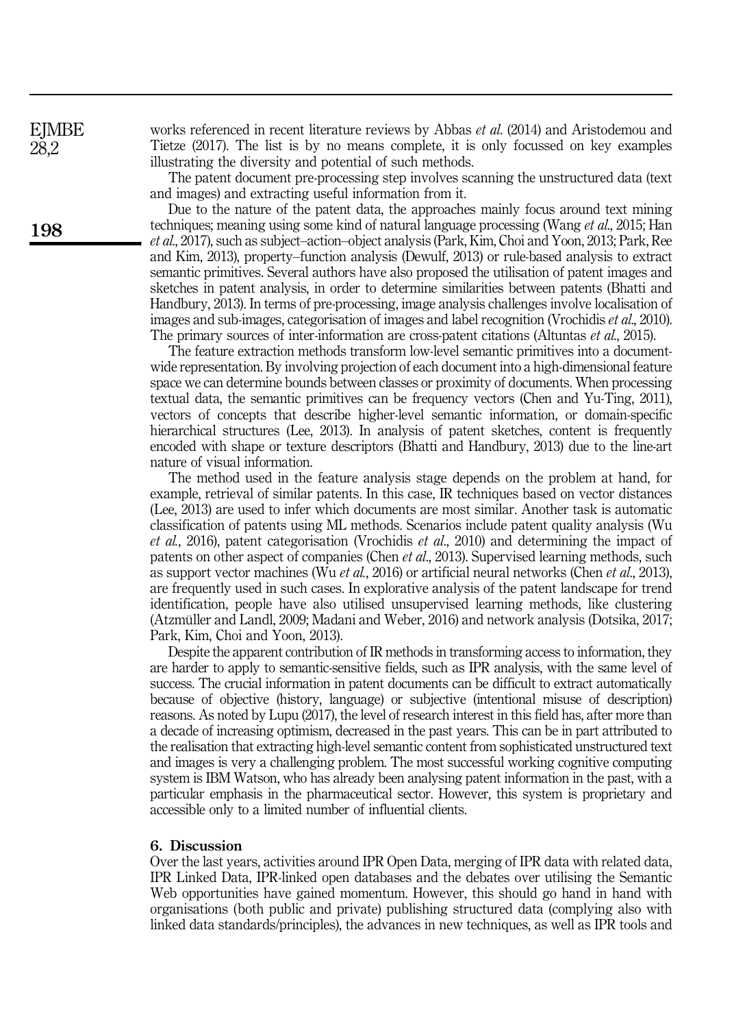works referenced in recent literature reviews by Abbas *et al.* (2014) and Aristodemou and Tietze (2017). The list is by no means complete, it is only focussed on key examples illustrating the diversity and potential of such methods.

The patent document pre-processing step involves scanning the unstructured data (text and images) and extracting useful information from it.

Due to the nature of the patent data, the approaches mainly focus around text mining techniques; meaning using some kind of natural language processing (Wang *et al.*, 2015; Han *et al.*, 2017), such as subject–action–object analysis (Park, Kim, Choi and Yoon, 2013; Park, Ree and Kim, 2013), property–function analysis (Dewulf, 2013) or rule-based analysis to extract semantic primitives. Several authors have also proposed the utilisation of patent images and sketches in patent analysis, in order to determine similarities between patents (Bhatti and Handbury, 2013). In terms of pre-processing, image analysis challenges involve localisation of images and sub-images, categorisation of images and label recognition (Vrochidis *et al.*, 2010). The primary sources of inter-information are cross-patent citations (Altuntas *et al.*, 2015).

The feature extraction methods transform low-level semantic primitives into a document-wide representation. By involving projection of each document into a high-dimensional feature space we can determine bounds between classes or proximity of documents. When processing textual data, the semantic primitives can be frequency vectors (Chen and Yu-Ting, 2011), vectors of concepts that describe higher-level semantic information, or domain-specific hierarchical structures (Lee, 2013). In analysis of patent sketches, content is frequently encoded with shape or texture descriptors (Bhatti and Handbury, 2013) due to the line-art nature of visual information.

The method used in the feature analysis stage depends on the problem at hand, for example, retrieval of similar patents. In this case, IR techniques based on vector distances (Lee, 2013) are used to infer which documents are most similar. Another task is automatic classification of patents using ML methods. Scenarios include patent quality analysis (Wu *et al.*, 2016), patent categorisation (Vrochidis *et al.*, 2010) and determining the impact of patents on other aspect of companies (Chen *et al.*, 2013). Supervised learning methods, such as support vector machines (Wu *et al.*, 2016) or artificial neural networks (Chen *et al.*, 2013), are frequently used in such cases. In explorative analysis of the patent landscape for trend identification, people have also utilised unsupervised learning methods, like clustering (Atzmüller and Landl, 2009; Madani and Weber, 2016) and network analysis (Dotsika, 2017; Park, Kim, Choi and Yoon, 2013).

Despite the apparent contribution of IR methods in transforming access to information, they are harder to apply to semantic-sensitive fields, such as IPR analysis, with the same level of success. The crucial information in patent documents can be difficult to extract automatically because of objective (history, language) or subjective (intentional misuse of description) reasons. As noted by Lupu (2017), the level of research interest in this field has, after more than a decade of increasing optimism, decreased in the past years. This can be in part attributed to the realisation that extracting high-level semantic content from sophisticated unstructured text and images is very a challenging problem. The most successful working cognitive computing system is IBM Watson, who has already been analysing patent information in the past, with a particular emphasis in the pharmaceutical sector. However, this system is proprietary and accessible only to a limited number of influential clients.

## 6. Discussion

Over the last years, activities around IPR Open Data, merging of IPR data with related data, IPR Linked Data, IPR-linked open databases and the debates over utilising the Semantic Web opportunities have gained momentum. However, this should go hand in hand with organisations (both public and private) publishing structured data (complying also with linked data standards/principles), the advances in new techniques, as well as IPR tools and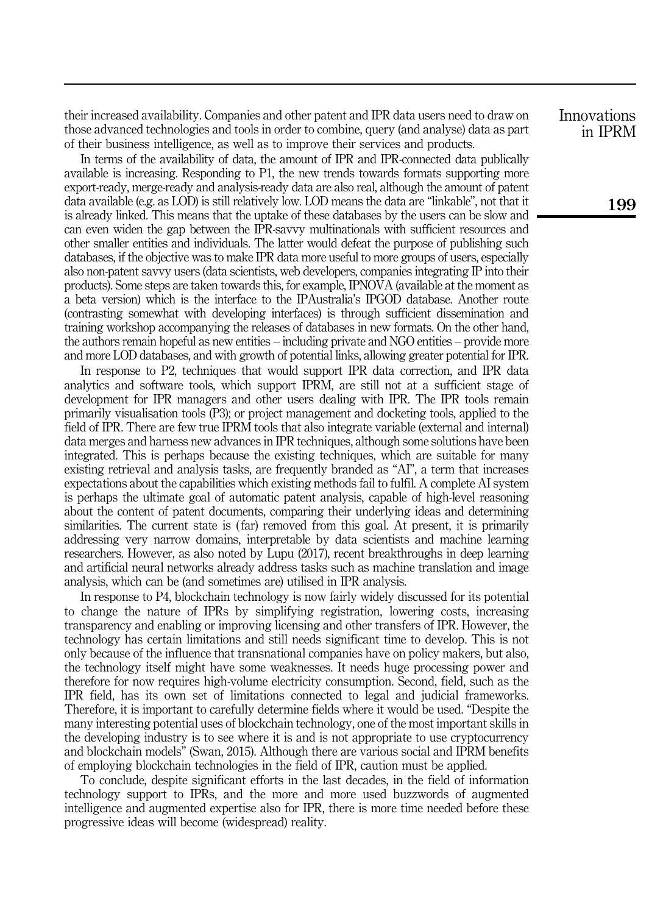their increased availability. Companies and other patent and IPR data users need to draw on those advanced technologies and tools in order to combine, query (and analyse) data as part of their business intelligence, as well as to improve their services and products.

In terms of the availability of data, the amount of IPR and IPR-connected data publically available is increasing. Responding to P1, the new trends towards formats supporting more export-ready, merge-ready and analysis-ready data are also real, although the amount of patent data available (e.g. as LOD) is still relatively low. LOD means the data are "linkable", not that it is already linked. This means that the uptake of these databases by the users can be slow and can even widen the gap between the IPR-savvy multinationals with sufficient resources and other smaller entities and individuals. The latter would defeat the purpose of publishing such databases, if the objective was to make IPR data more useful to more groups of users, especially also non-patent savvy users (data scientists, web developers, companies integrating IP into their products). Some steps are taken towards this, for example, IPNOVA (available at the moment as a beta version) which is the interface to the IPAustralia's IPGOD database. Another route (contrasting somewhat with developing interfaces) is through sufficient dissemination and training workshop accompanying the releases of databases in new formats. On the other hand, the authors remain hopeful as new entities – including private and NGO entities – provide more and more LOD databases, and with growth of potential links, allowing greater potential for IPR.

In response to P2, techniques that would support IPR data correction, and IPR data analytics and software tools, which support IPRM, are still not at a sufficient stage of development for IPR managers and other users dealing with IPR. The IPR tools remain primarily visualisation tools (P3); or project management and docketing tools, applied to the field of IPR. There are few true IPRM tools that also integrate variable (external and internal) data merges and harness new advances in IPR techniques, although some solutions have been integrated. This is perhaps because the existing techniques, which are suitable for many existing retrieval and analysis tasks, are frequently branded as "AI", a term that increases expectations about the capabilities which existing methods fail to fulfil. A complete AI system is perhaps the ultimate goal of automatic patent analysis, capable of high-level reasoning about the content of patent documents, comparing their underlying ideas and determining similarities. The current state is (far) removed from this goal. At present, it is primarily addressing very narrow domains, interpretable by data scientists and machine learning researchers. However, as also noted by Lupu (2017), recent breakthroughs in deep learning and artificial neural networks already address tasks such as machine translation and image analysis, which can be (and sometimes are) utilised in IPR analysis.

In response to P4, blockchain technology is now fairly widely discussed for its potential to change the nature of IPRs by simplifying registration, lowering costs, increasing transparency and enabling or improving licensing and other transfers of IPR. However, the technology has certain limitations and still needs significant time to develop. This is not only because of the influence that transnational companies have on policy makers, but also, the technology itself might have some weaknesses. It needs huge processing power and therefore for now requires high-volume electricity consumption. Second, field, such as the IPR field, has its own set of limitations connected to legal and judicial frameworks. Therefore, it is important to carefully determine fields where it would be used. "Despite the many interesting potential uses of blockchain technology, one of the most important skills in the developing industry is to see where it is and is not appropriate to use cryptocurrency and blockchain models" (Swan, 2015). Although there are various social and IPRM benefits of employing blockchain technologies in the field of IPR, caution must be applied.

To conclude, despite significant efforts in the last decades, in the field of information technology support to IPRs, and the more and more used buzzwords of augmented intelligence and augmented expertise also for IPR, there is more time needed before these progressive ideas will become (widespread) reality.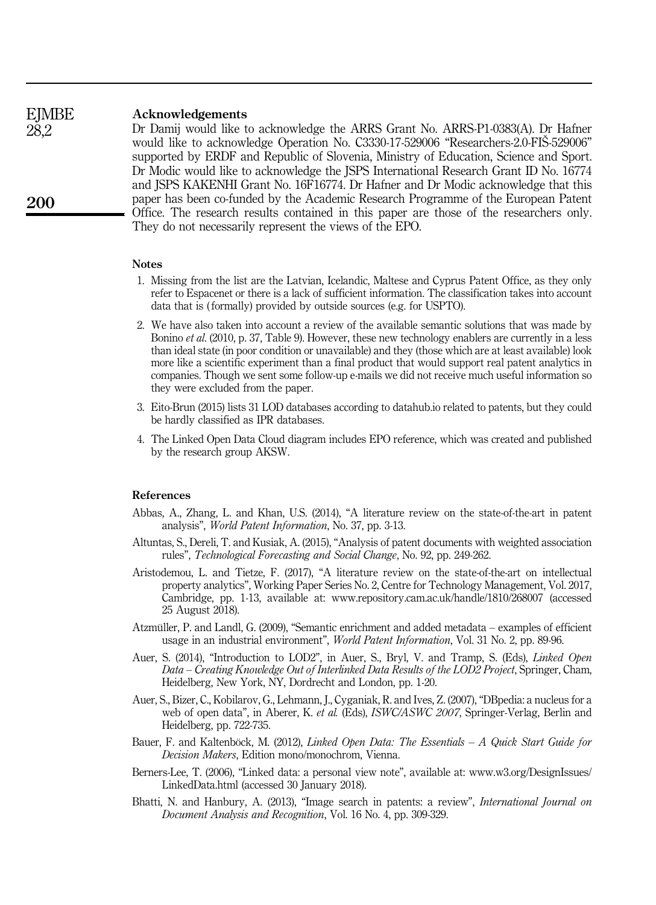## Acknowledgements

Dr Damij would like to acknowledge the ARRS Grant No. ARRS-P1-0383(A). Dr Hafner would like to acknowledge Operation No. C3330-17-529006 "Researchers-2.0-FIŠ-529006" supported by ERDF and Republic of Slovenia, Ministry of Education, Science and Sport. Dr Modic would like to acknowledge the JSPS International Research Grant ID No. 16774 and JSPS KAKENHI Grant No. 16F16774. Dr Hafner and Dr Modic acknowledge that this paper has been co-funded by the Academic Research Programme of the European Patent Office. The research results contained in this paper are those of the researchers only. They do not necessarily represent the views of the EPO.

## Notes

1. Missing from the list are the Latvian, Icelandic, Maltese and Cyprus Patent Office, as they only refer to Espacenet or there is a lack of sufficient information. The classification takes into account data that is (formally) provided by outside sources (e.g. for USPTO).
2. We have also taken into account a review of the available semantic solutions that was made by Bonino *et al.* (2010, p. 37, Table 9). However, these new technology enablers are currently in a less than ideal state (in poor condition or unavailable) and they (those which are at least available) look more like a scientific experiment than a final product that would support real patent analytics in companies. Though we sent some follow-up e-mails we did not receive much useful information so they were excluded from the paper.
3. Eito-Brun (2015) lists 31 LOD databases according to datahub.io related to patents, but they could be hardly classified as IPR databases.
4. The Linked Open Data Cloud diagram includes EPO reference, which was created and published by the research group AKSW.

## References

Abbas, A., Zhang, L. and Khan, U.S. (2014), "A literature review on the state-of-the-art in patent analysis", *World Patent Information*, No. 37, pp. 3-13.

Altuntas, S., Dereli, T. and Kusiak, A. (2015), "Analysis of patent documents with weighted association rules", *Technological Forecasting and Social Change*, No. 92, pp. 249-262.

Aristodemou, L. and Tietze, F. (2017), "A literature review on the state-of-the-art on intellectual property analytics", Working Paper Series No. 2, Centre for Technology Management, Vol. 2017, Cambridge, pp. 1-13, available at: www.repository.cam.ac.uk/handle/1810/268007 (accessed 25 August 2018).

Atzmüller, P. and Landl, G. (2009), "Semantic enrichment and added metadata – examples of efficient usage in an industrial environment", *World Patent Information*, Vol. 31 No. 2, pp. 89-96.

Auer, S. (2014), "Introduction to LOD2", in Auer, S., Bryl, V. and Tramp, S. (Eds), *Linked Open Data – Creating Knowledge Out of Interlinked Data Results of the LOD2 Project*, Springer, Cham, Heidelberg, New York, NY, Dordrecht and London, pp. 1-20.

Auer, S., Bizer, C., Kobilarov, G., Lehmann, J., Cyganiak, R. and Ives, Z. (2007), "DBpedia: a nucleus for a web of open data", in Aberer, K. *et al.* (Eds), *ISWC/ASWC 2007*, Springer-Verlag, Berlin and Heidelberg, pp. 722-735.

Bauer, F. and Kaltenböck, M. (2012), *Linked Open Data: The Essentials – A Quick Start Guide for Decision Makers*, Edition mono/monochrom, Vienna.

Berners-Lee, T. (2006), "Linked data: a personal view note", available at: www.w3.org/DesignIssues/LinkedData.html (accessed 30 January 2018).

Bhatti, N. and Hanbury, A. (2013), "Image search in patents: a review", *International Journal on Document Analysis and Recognition*, Vol. 16 No. 4, pp. 309-329.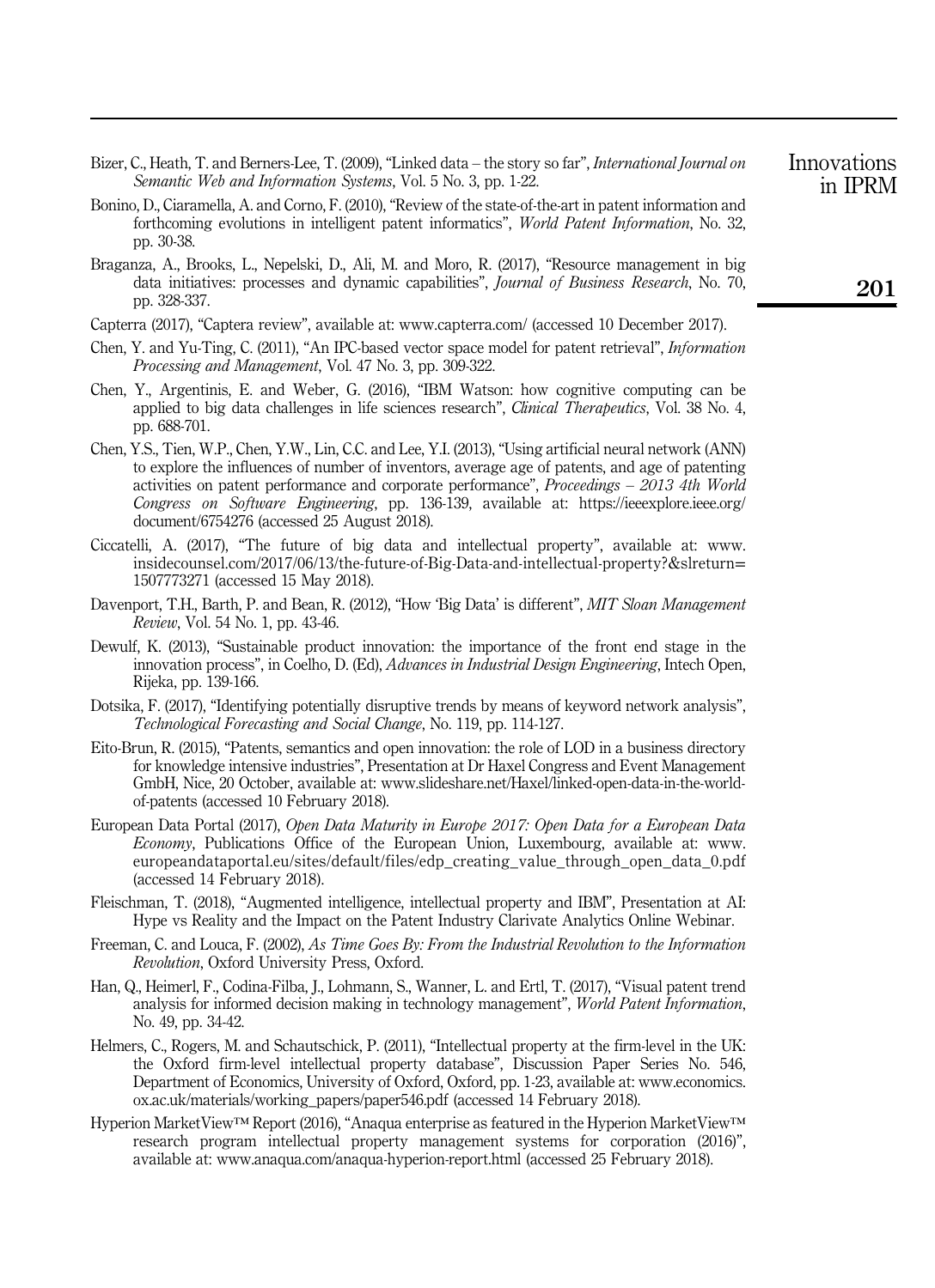Bizer, C., Heath, T. and Berners-Lee, T. (2009), "Linked data – the story so far", *International Journal on Semantic Web and Information Systems*, Vol. 5 No. 3, pp. 1-22.

Bonino, D., Ciaramella, A. and Corno, F. (2010), "Review of the state-of-the-art in patent information and forthcoming evolutions in intelligent patent informatics", *World Patent Information*, No. 32, pp. 30-38.

Braganza, A., Brooks, L., Nepelski, D., Ali, M. and Moro, R. (2017), "Resource management in big data initiatives: processes and dynamic capabilities", *Journal of Business Research*, No. 70, pp. 328-337.

Capterra (2017), "Captera review", available at: www.capterra.com/ (accessed 10 December 2017).

Chen, Y. and Yu-Ting, C. (2011), "An IPC-based vector space model for patent retrieval", *Information Processing and Management*, Vol. 47 No. 3, pp. 309-322.

Chen, Y., Argentinis, E. and Weber, G. (2016), "IBM Watson: how cognitive computing can be applied to big data challenges in life sciences research", *Clinical Therapeutics*, Vol. 38 No. 4, pp. 688-701.

Chen, Y.S., Tien, W.P., Chen, Y.W., Lin, C.C. and Lee, Y.I. (2013), "Using artificial neural network (ANN) to explore the influences of number of inventors, average age of patents, and age of patenting activities on patent performance and corporate performance", *Proceedings – 2013 4th World Congress on Software Engineering*, pp. 136-139, available at: https://ieeexplore.ieee.org/document/6754276 (accessed 25 August 2018).

Ciccatelli, A. (2017), "The future of big data and intellectual property", available at: www.insidecounsel.com/2017/06/13/the-future-of-Big-Data-and-intellectual-property?&slreturn=1507773271 (accessed 15 May 2018).

Davenport, T.H., Barth, P. and Bean, R. (2012), "How 'Big Data' is different", *MIT Sloan Management Review*, Vol. 54 No. 1, pp. 43-46.

Dewulf, K. (2013), "Sustainable product innovation: the importance of the front end stage in the innovation process", in Coelho, D. (Ed), *Advances in Industrial Design Engineering*, Intech Open, Rijeka, pp. 139-166.

Dotsika, F. (2017), "Identifying potentially disruptive trends by means of keyword network analysis", *Technological Forecasting and Social Change*, No. 119, pp. 114-127.

Eito-Brun, R. (2015), "Patents, semantics and open innovation: the role of LOD in a business directory for knowledge intensive industries", Presentation at Dr Haxel Congress and Event Management GmbH, Nice, 20 October, available at: www.slideshare.net/Haxel/linked-open-data-in-the-world-of-patents (accessed 10 February 2018).

European Data Portal (2017), *Open Data Maturity in Europe 2017: Open Data for a European Data Economy*, Publications Office of the European Union, Luxembourg, available at: www.europeandataportal.eu/sites/default/files/edp_creating_value_through_open_data_0.pdf (accessed 14 February 2018).

Fleischman, T. (2018), "Augmented intelligence, intellectual property and IBM", Presentation at AI: Hype vs Reality and the Impact on the Patent Industry Clarivate Analytics Online Webinar.

Freeman, C. and Louca, F. (2002), *As Time Goes By: From the Industrial Revolution to the Information Revolution*, Oxford University Press, Oxford.

Han, Q., Heimerl, F., Codina-Filba, J., Lohmann, S., Wanner, L. and Ertl, T. (2017), "Visual patent trend analysis for informed decision making in technology management", *World Patent Information*, No. 49, pp. 34-42.

Helmers, C., Rogers, M. and Schautschick, P. (2011), "Intellectual property at the firm-level in the UK: the Oxford firm-level intellectual property database", Discussion Paper Series No. 546, Department of Economics, University of Oxford, Oxford, pp. 1-23, available at: www.economics.ox.ac.uk/materials/working_papers/paper546.pdf (accessed 14 February 2018).

Hyperion MarketView™ Report (2016), "Anaqua enterprise as featured in the Hyperion MarketView™ research program intellectual property management systems for corporation (2016)", available at: www.anaqua.com/anaqua-hyperion-report.html (accessed 25 February 2018).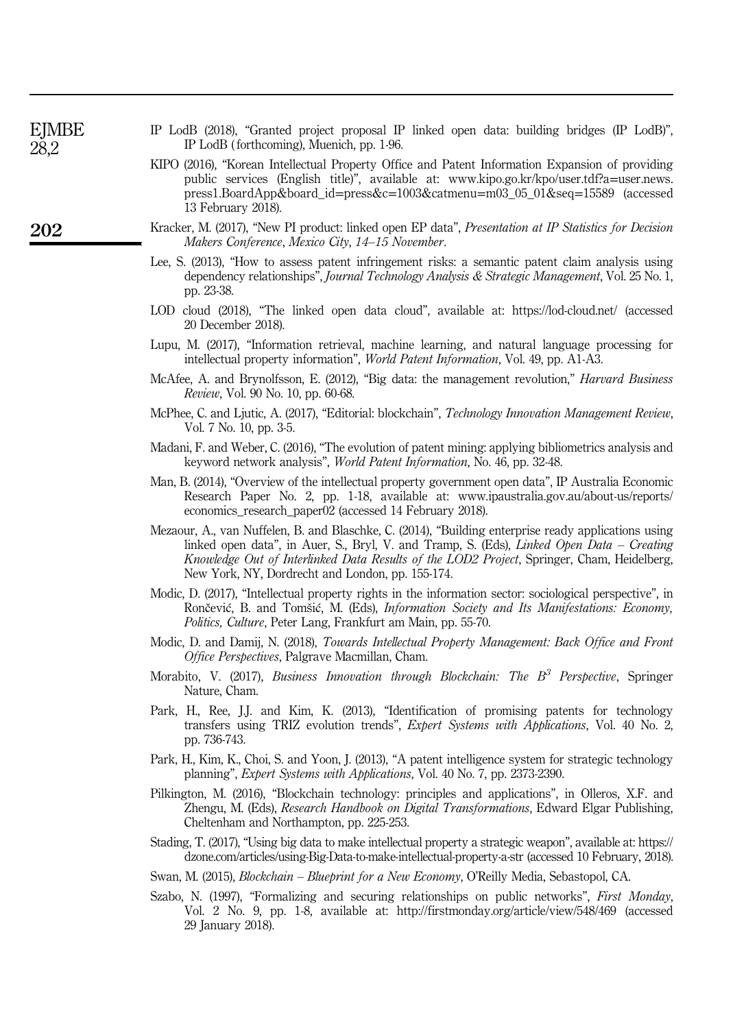IP LodB (2018), "Granted project proposal IP linked open data: building bridges (IP LodB)", IP LodB (forthcoming), Muenich, pp. 1-96.

KIPO (2016), "Korean Intellectual Property Office and Patent Information Expansion of providing public services (English title)", available at: www.kipo.go.kr/kpo/user.tdf?a=user.news.press1.BoardApp&board_id=press&c=1003&catmenu=m03_05_01&seq=15589 (accessed 13 February 2018).

Kracker, M. (2017), "New PI product: linked open EP data", *Presentation at IP Statistics for Decision Makers Conference, Mexico City, 14–15 November*.

Lee, S. (2013), "How to assess patent infringement risks: a semantic patent claim analysis using dependency relationships", *Journal Technology Analysis & Strategic Management*, Vol. 25 No. 1, pp. 23-38.

LOD cloud (2018), "The linked open data cloud", available at: https://lod-cloud.net/ (accessed 20 December 2018).

Lupu, M. (2017), "Information retrieval, machine learning, and natural language processing for intellectual property information", *World Patent Information*, Vol. 49, pp. A1-A3.

McAfee, A. and Brynolfsson, E. (2012), "Big data: the management revolution," *Harvard Business Review*, Vol. 90 No. 10, pp. 60-68.

McPhee, C. and Ljutic, A. (2017), "Editorial: blockchain", *Technology Innovation Management Review*, Vol. 7 No. 10, pp. 3-5.

Madani, F. and Weber, C. (2016), "The evolution of patent mining: applying bibliometrics analysis and keyword network analysis", *World Patent Information*, No. 46, pp. 32-48.

Man, B. (2014), "Overview of the intellectual property government open data", IP Australia Economic Research Paper No. 2, pp. 1-18, available at: www.ipaustralia.gov.au/about-us/reports/economics_research_paper02 (accessed 14 February 2018).

Mezaour, A., van Nuffelen, B. and Blaschke, C. (2014), "Building enterprise ready applications using linked open data", in Auer, S., Bryl, V. and Tramp, S. (Eds), *Linked Open Data – Creating Knowledge Out of Interlinked Data Results of the LOD2 Project*, Springer, Cham, Heidelberg, New York, NY, Dordrecht and London, pp. 155-174.

Modic, D. (2017), "Intellectual property rights in the information sector: sociological perspective", in Rončević, B. and Tomšič, M. (Eds), *Information Society and Its Manifestations: Economy, Politics, Culture*, Peter Lang, Frankfurt am Main, pp. 55-70.

Modic, D. and Damij, N. (2018), *Towards Intellectual Property Management: Back Office and Front Office Perspectives*, Palgrave Macmillan, Cham.

Morabito, V. (2017), *Business Innovation through Blockchain: The $B^3$ Perspective*, Springer Nature, Cham.

Park, H., Ree, J.J. and Kim, K. (2013), "Identification of promising patents for technology transfers using TRIZ evolution trends", *Expert Systems with Applications*, Vol. 40 No. 2, pp. 736-743.

Park, H., Kim, K., Choi, S. and Yoon, J. (2013), "A patent intelligence system for strategic technology planning", *Expert Systems with Applications*, Vol. 40 No. 7, pp. 2373-2390.

Pilkington, M. (2016), "Blockchain technology: principles and applications", in Olleros, X.F. and Zhengu, M. (Eds), *Research Handbook on Digital Transformations*, Edward Elgar Publishing, Cheltenham and Northampton, pp. 225-253.

Stading, T. (2017), "Using big data to make intellectual property a strategic weapon", available at: https://dzone.com/articles/using-Big-Data-to-make-intellectual-property-a-str (accessed 10 February, 2018).

Swan, M. (2015), *Blockchain – Blueprint for a New Economy*, O'Reilly Media, Sebastopol, CA.

Szabo, N. (1997), "Formalizing and securing relationships on public networks", *First Monday*, Vol. 2 No. 9, pp. 1-8, available at: http://firstmonday.org/article/view/548/469 (accessed 29 January 2018).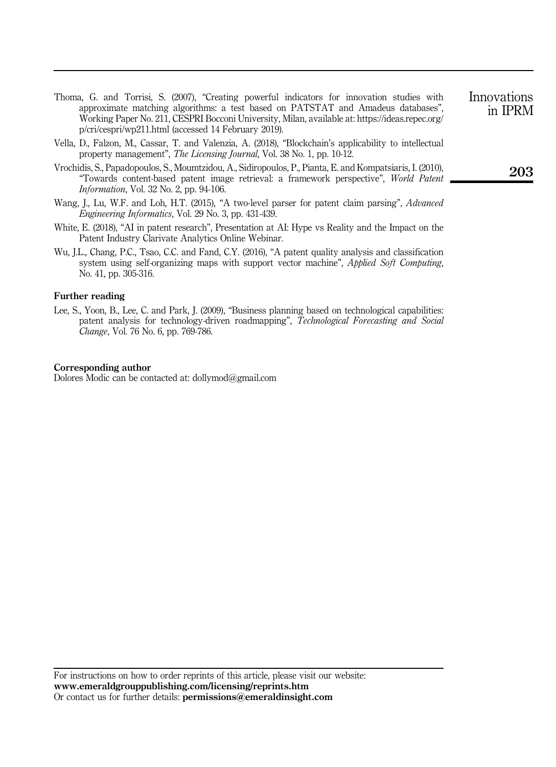Thoma, G. and Torrisi, S. (2007), "Creating powerful indicators for innovation studies with approximate matching algorithms: a test based on PATSTAT and Amadeus databases", Working Paper No. 211, CESPRI Bocconi University, Milan, available at: https://ideas.repec.org/p/cri/cespri/wp211.html (accessed 14 February 2019).

Vella, D., Falzon, M., Cassar, T. and Valenzia, A. (2018), "Blockchain's applicability to intellectual property management", *The Licensing Journal*, Vol. 38 No. 1, pp. 10-12.

Vrochidis, S., Papadopoulos, S., Moumtzidou, A., Sidiropoulos, P., Pianta, E. and Kompatsiaris, I. (2010), "Towards content-based patent image retrieval: a framework perspective", *World Patent Information*, Vol. 32 No. 2, pp. 94-106.

Wang, J., Lu, W.F. and Loh, H.T. (2015), "A two-level parser for patent claim parsing", *Advanced Engineering Informatics*, Vol. 29 No. 3, pp. 431-439.

White, E. (2018), "AI in patent research", Presentation at AI: Hype vs Reality and the Impact on the Patent Industry Clarivate Analytics Online Webinar.

Wu, J.L., Chang, P.C., Tsao, C.C. and Fand, C.Y. (2016), "A patent quality analysis and classification system using self-organizing maps with support vector machine", *Applied Soft Computing*, No. 41, pp. 305-316.

## Further reading

Lee, S., Yoon, B., Lee, C. and Park, J. (2009), "Business planning based on technological capabilities: patent analysis for technology-driven roadmapping", *Technological Forecasting and Social Change*, Vol. 76 No. 6, pp. 769-786.

## Corresponding author

Dolores Modic can be contacted at: dollymod@gmail.com

For instructions on how to order reprints of this article, please visit our website:
**www.emeraldgrouppublishing.com/licensing/reprints.htm**
Or contact us for further details: **permissions@emeraldinsight.com**